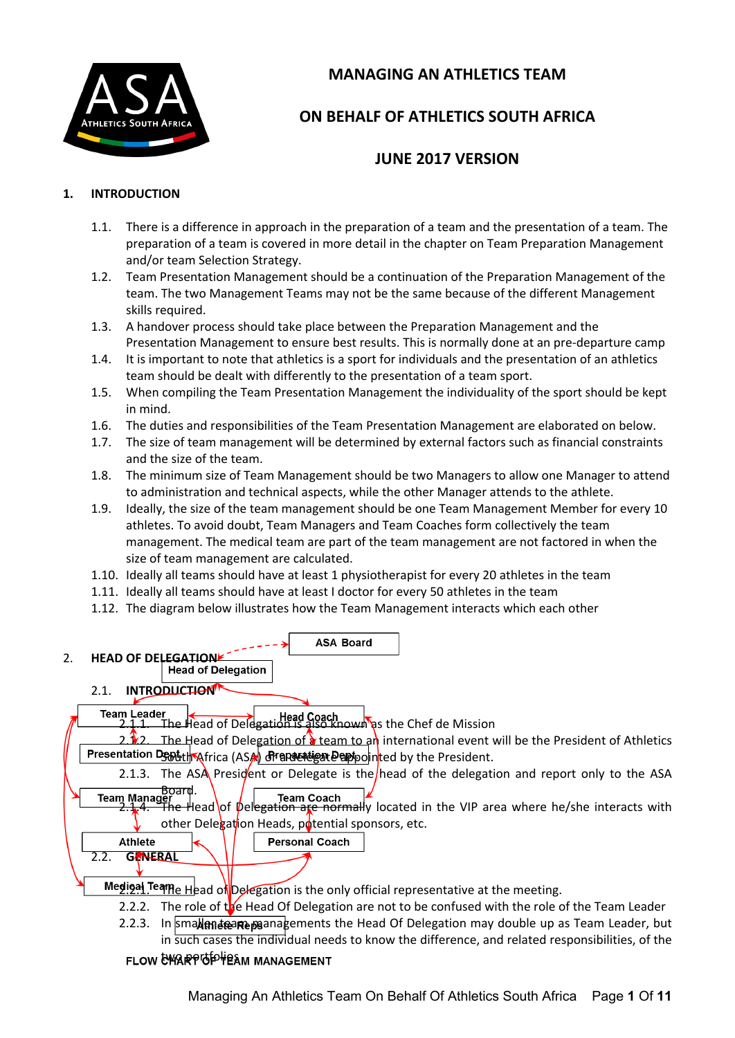# MANAGING AN ATHLETICS TEAM

# ON BEHALF OF ATHLETICS SOUTH AFRICA

# JUNE 2017 VERSION

## 1. INTRODUCTION

1.1. There is a difference in approach in the preparation of a team and the presentation of a team. The preparation of a team is covered in more detail in the chapter on Team Preparation Management and/or team Selection Strategy.

1.2. Team Presentation Management should be a continuation of the Preparation Management of the team. The two Management Teams may not be the same because of the different Management skills required.

1.3. A handover process should take place between the Preparation Management and the Presentation Management to ensure best results. This is normally done at an pre-departure camp

1.4. It is important to note that athletics is a sport for individuals and the presentation of an athletics team should be dealt with differently to the presentation of a team sport.

1.5. When compiling the Team Presentation Management the individuality of the sport should be kept in mind.

1.6. The duties and responsibilities of the Team Presentation Management are elaborated on below.

1.7. The size of team management will be determined by external factors such as financial constraints and the size of the team.

1.8. The minimum size of Team Management should be two Managers to allow one Manager to attend to administration and technical aspects, while the other Manager attends to the athlete.

1.9. Ideally, the size of the team management should be one Team Management Member for every 10 athletes. To avoid doubt, Team Managers and Team Coaches form collectively the team management. The medical team are part of the team management are not factored in when the size of team management are calculated.

1.10. Ideally all teams should have at least 1 physiotherapist for every 20 athletes in the team

1.11. Ideally all teams should have at least I doctor for every 50 athletes in the team

1.12. The diagram below illustrates how the Team Management interacts which each other

ASA Board

Head of Delegation

Team Leader | Head Coach

Presentation Dept | Preparation Dept

Team Manager | Team Coach

Athlete | Personal Coach

Medical Team

Athlete Reps

FLOW CHART OF TEAM MANAGEMENT

## 2. HEAD OF DELEGATION

### 2.1. INTRODUCTION

2.1.1. The Head of Delegation is also known as the Chef de Mission

2.1.2. The Head of Delegation of a team to an international event will be the President of Athletics South Africa (ASA) or a delegate appointed by the President.

2.1.3. The ASA President or Delegate is the head of the delegation and report only to the ASA Board.

2.1.4. The Head of Delegation are normally located in the VIP area where he/she interacts with other Delegation Heads, potential sponsors, etc.

### 2.2. GENERAL

2.2.1. The Head of Delegation is the only official representative at the meeting.

2.2.2. The role of the Head Of Delegation are not to be confused with the role of the Team Leader

2.2.3. In smaller team managements the Head Of Delegation may double up as Team Leader, but in such cases the individual needs to know the difference, and related responsibilities, of the two portfolios.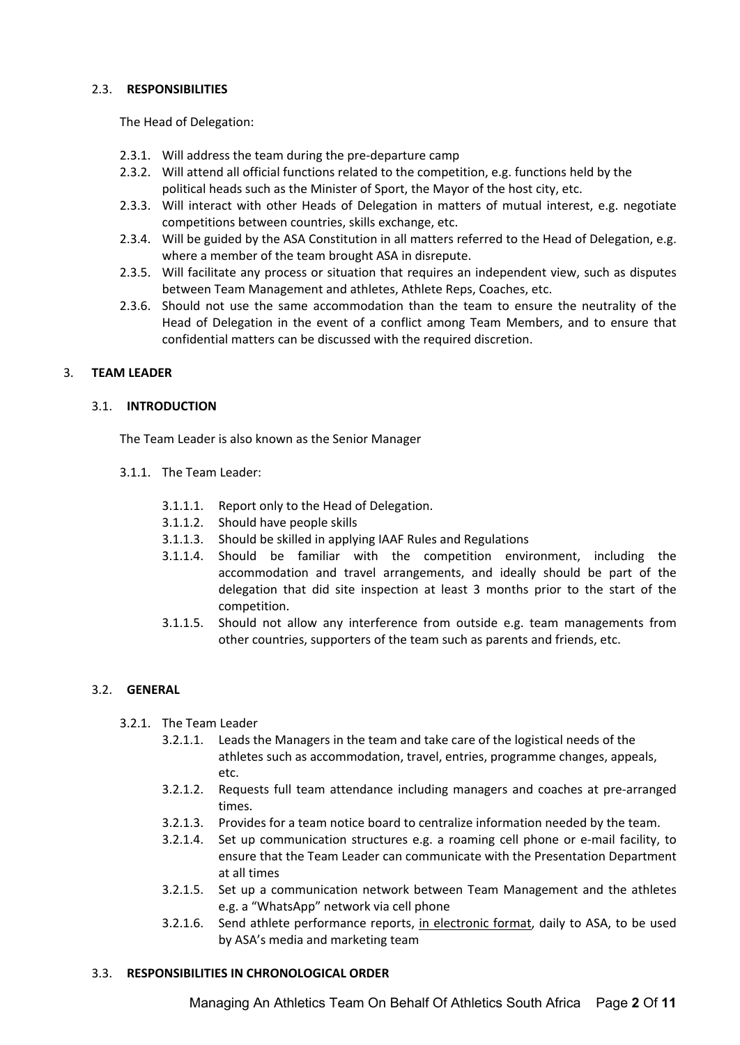### 2.3. **RESPONSIBILITIES**

The Head of Delegation:

- 2.3.1. Will address the team during the pre-departure camp
- 2.3.2. Will attend all official functions related to the competition, e.g. functions held by the political heads such as the Minister of Sport, the Mayor of the host city, etc.
- 2.3.3. Will interact with other Heads of Delegation in matters of mutual interest, e.g. negotiate competitions between countries, skills exchange, etc.
- 2.3.4. Will be guided by the ASA Constitution in all matters referred to the Head of Delegation, e.g. where a member of the team brought ASA in disrepute.
- 2.3.5. Will facilitate any process or situation that requires an independent view, such as disputes between Team Management and athletes, Athlete Reps, Coaches, etc.
- 2.3.6. Should not use the same accommodation than the team to ensure the neutrality of the Head of Delegation in the event of a conflict among Team Members, and to ensure that confidential matters can be discussed with the required discretion.

## 3. **TEAM LEADER**

### 3.1. **INTRODUCTION**

The Team Leader is also known as the Senior Manager

- 3.1.1. The Team Leader:
  - 3.1.1.1. Report only to the Head of Delegation.
  - 3.1.1.2. Should have people skills
  - 3.1.1.3. Should be skilled in applying IAAF Rules and Regulations
  - 3.1.1.4. Should be familiar with the competition environment, including the accommodation and travel arrangements, and ideally should be part of the delegation that did site inspection at least 3 months prior to the start of the competition.
  - 3.1.1.5. Should not allow any interference from outside e.g. team managements from other countries, supporters of the team such as parents and friends, etc.

### 3.2. **GENERAL**

- 3.2.1. The Team Leader
  - 3.2.1.1. Leads the Managers in the team and take care of the logistical needs of the athletes such as accommodation, travel, entries, programme changes, appeals, etc.
  - 3.2.1.2. Requests full team attendance including managers and coaches at pre-arranged times.
  - 3.2.1.3. Provides for a team notice board to centralize information needed by the team.
  - 3.2.1.4. Set up communication structures e.g. a roaming cell phone or e-mail facility, to ensure that the Team Leader can communicate with the Presentation Department at all times
  - 3.2.1.5. Set up a communication network between Team Management and the athletes e.g. a "WhatsApp" network via cell phone
  - 3.2.1.6. Send athlete performance reports, <u>in electronic format</u>, daily to ASA, to be used by ASA's media and marketing team

### 3.3. **RESPONSIBILITIES IN CHRONOLOGICAL ORDER**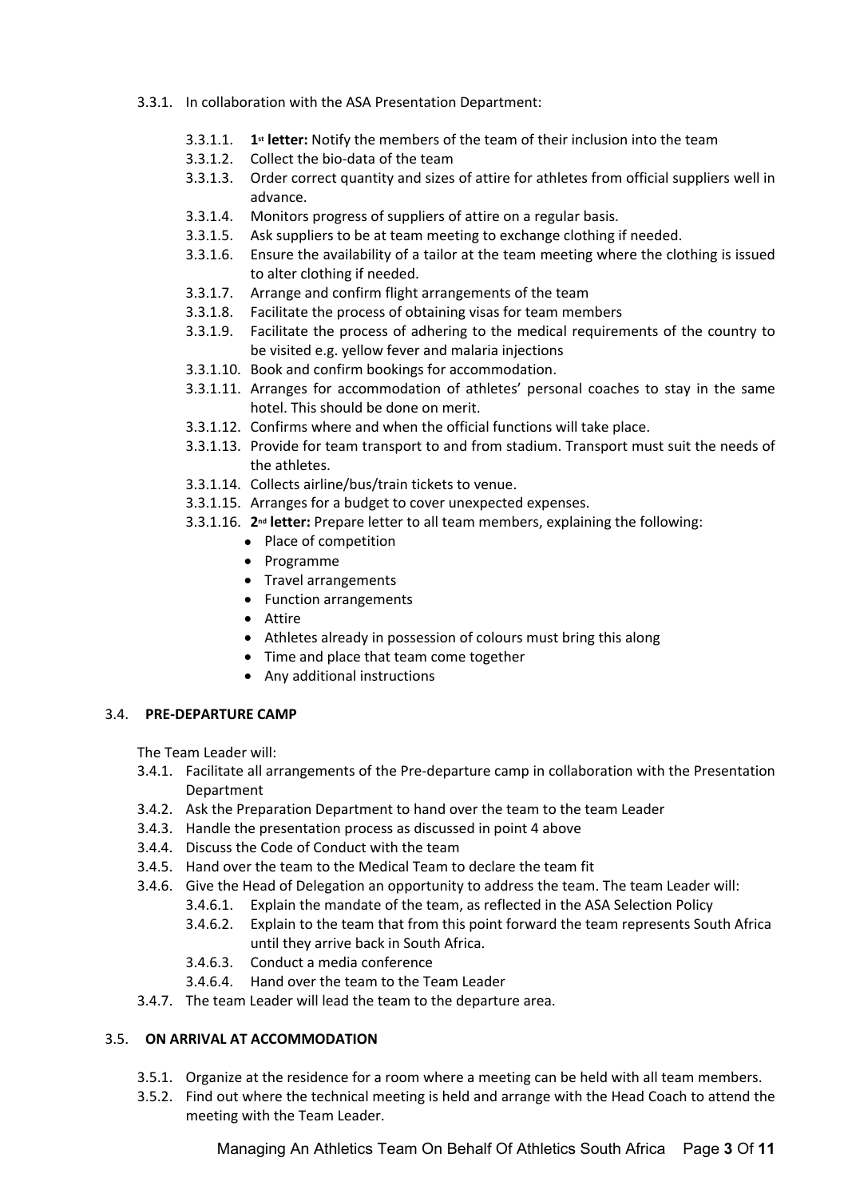3.3.1. In collaboration with the ASA Presentation Department:

- 3.3.1.1. **1st letter:** Notify the members of the team of their inclusion into the team
- 3.3.1.2. Collect the bio-data of the team
- 3.3.1.3. Order correct quantity and sizes of attire for athletes from official suppliers well in advance.
- 3.3.1.4. Monitors progress of suppliers of attire on a regular basis.
- 3.3.1.5. Ask suppliers to be at team meeting to exchange clothing if needed.
- 3.3.1.6. Ensure the availability of a tailor at the team meeting where the clothing is issued to alter clothing if needed.
- 3.3.1.7. Arrange and confirm flight arrangements of the team
- 3.3.1.8. Facilitate the process of obtaining visas for team members
- 3.3.1.9. Facilitate the process of adhering to the medical requirements of the country to be visited e.g. yellow fever and malaria injections
- 3.3.1.10. Book and confirm bookings for accommodation.
- 3.3.1.11. Arranges for accommodation of athletes' personal coaches to stay in the same hotel. This should be done on merit.
- 3.3.1.12. Confirms where and when the official functions will take place.
- 3.3.1.13. Provide for team transport to and from stadium. Transport must suit the needs of the athletes.
- 3.3.1.14. Collects airline/bus/train tickets to venue.
- 3.3.1.15. Arranges for a budget to cover unexpected expenses.
- 3.3.1.16. **2nd letter:** Prepare letter to all team members, explaining the following:
  - Place of competition
  - Programme
  - Travel arrangements
  - Function arrangements
  - Attire
  - Athletes already in possession of colours must bring this along
  - Time and place that team come together
  - Any additional instructions

## 3.4. PRE-DEPARTURE CAMP

The Team Leader will:

- 3.4.1. Facilitate all arrangements of the Pre-departure camp in collaboration with the Presentation Department
- 3.4.2. Ask the Preparation Department to hand over the team to the team Leader
- 3.4.3. Handle the presentation process as discussed in point 4 above
- 3.4.4. Discuss the Code of Conduct with the team
- 3.4.5. Hand over the team to the Medical Team to declare the team fit
- 3.4.6. Give the Head of Delegation an opportunity to address the team. The team Leader will:
  - 3.4.6.1. Explain the mandate of the team, as reflected in the ASA Selection Policy
  - 3.4.6.2. Explain to the team that from this point forward the team represents South Africa until they arrive back in South Africa.
  - 3.4.6.3. Conduct a media conference
  - 3.4.6.4. Hand over the team to the Team Leader
- 3.4.7. The team Leader will lead the team to the departure area.

## 3.5. ON ARRIVAL AT ACCOMMODATION

- 3.5.1. Organize at the residence for a room where a meeting can be held with all team members.
- 3.5.2. Find out where the technical meeting is held and arrange with the Head Coach to attend the meeting with the Team Leader.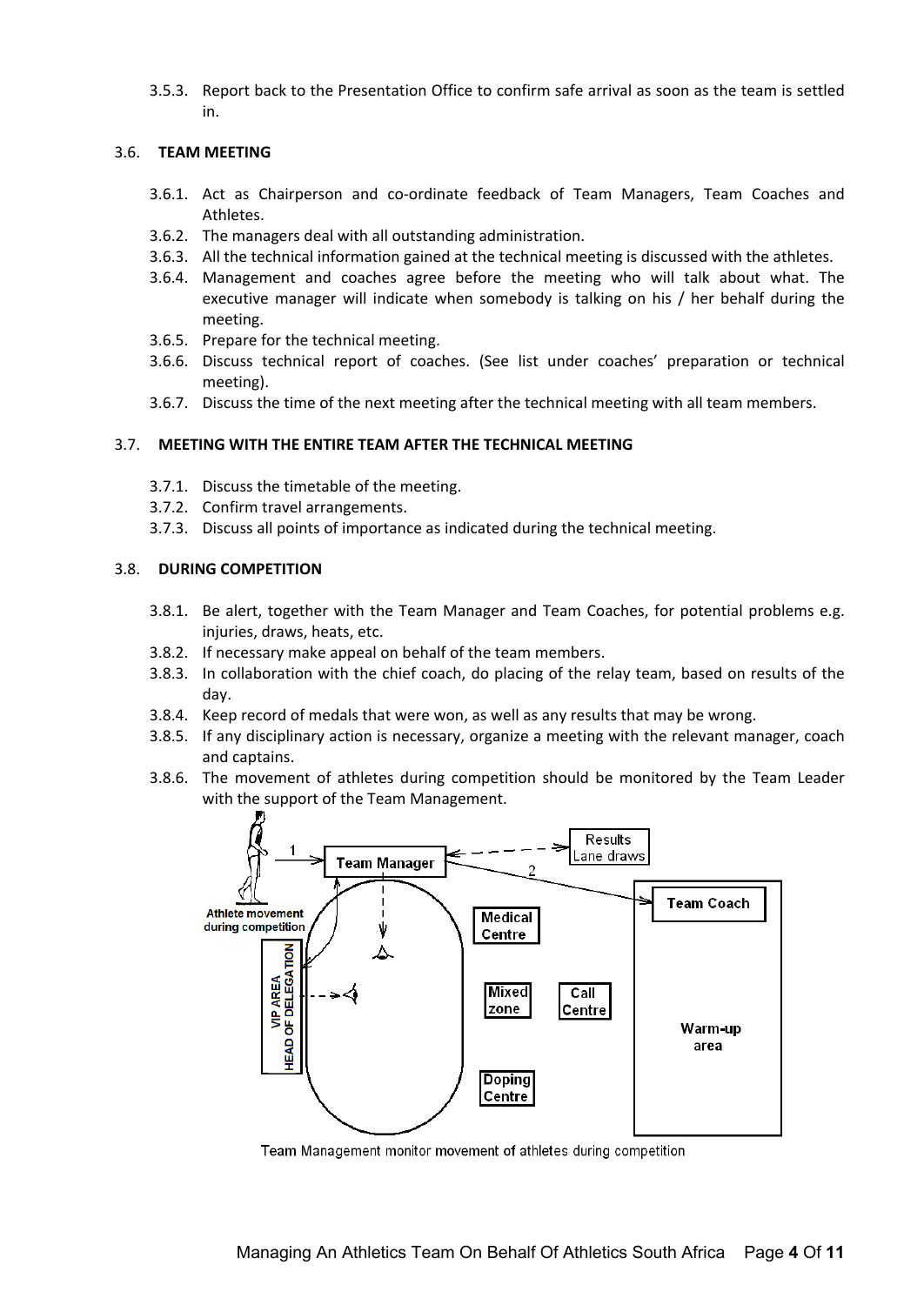3.5.3. Report back to the Presentation Office to confirm safe arrival as soon as the team is settled in.

### 3.6. TEAM MEETING

- 3.6.1. Act as Chairperson and co-ordinate feedback of Team Managers, Team Coaches and Athletes.
- 3.6.2. The managers deal with all outstanding administration.
- 3.6.3. All the technical information gained at the technical meeting is discussed with the athletes.
- 3.6.4. Management and coaches agree before the meeting who will talk about what. The executive manager will indicate when somebody is talking on his / her behalf during the meeting.
- 3.6.5. Prepare for the technical meeting.
- 3.6.6. Discuss technical report of coaches. (See list under coaches' preparation or technical meeting).
- 3.6.7. Discuss the time of the next meeting after the technical meeting with all team members.

### 3.7. MEETING WITH THE ENTIRE TEAM AFTER THE TECHNICAL MEETING

- 3.7.1. Discuss the timetable of the meeting.
- 3.7.2. Confirm travel arrangements.
- 3.7.3. Discuss all points of importance as indicated during the technical meeting.

### 3.8. DURING COMPETITION

- 3.8.1. Be alert, together with the Team Manager and Team Coaches, for potential problems e.g. injuries, draws, heats, etc.
- 3.8.2. If necessary make appeal on behalf of the team members.
- 3.8.3. In collaboration with the chief coach, do placing of the relay team, based on results of the day.
- 3.8.4. Keep record of medals that were won, as well as any results that may be wrong.
- 3.8.5. If any disciplinary action is necessary, organize a meeting with the relevant manager, coach and captains.
- 3.8.6. The movement of athletes during competition should be monitored by the Team Leader with the support of the Team Management.

Team Management monitor movement of athletes during competition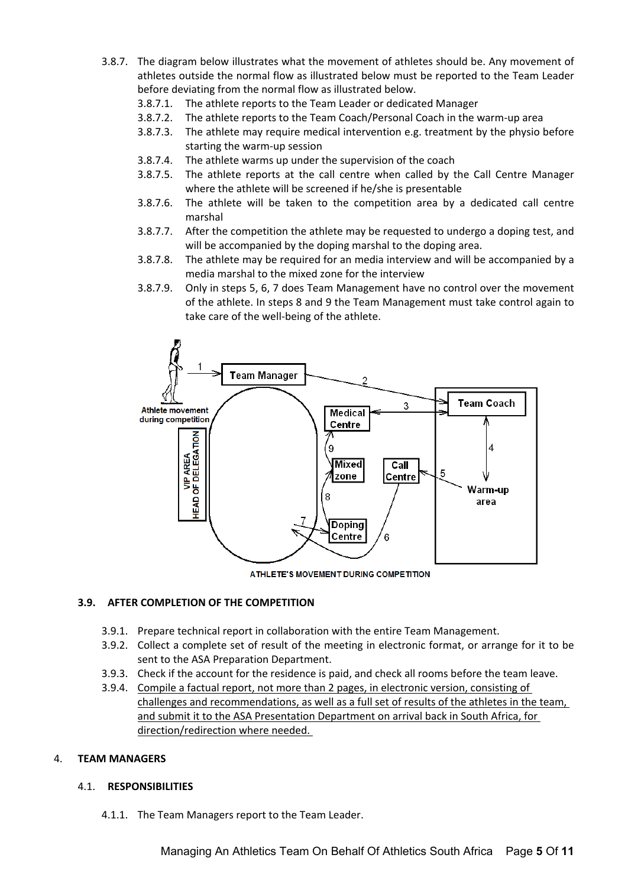3.8.7. The diagram below illustrates what the movement of athletes should be. Any movement of athletes outside the normal flow as illustrated below must be reported to the Team Leader before deviating from the normal flow as illustrated below.

- 3.8.7.1. The athlete reports to the Team Leader or dedicated Manager
- 3.8.7.2. The athlete reports to the Team Coach/Personal Coach in the warm-up area
- 3.8.7.3. The athlete may require medical intervention e.g. treatment by the physio before starting the warm-up session
- 3.8.7.4. The athlete warms up under the supervision of the coach
- 3.8.7.5. The athlete reports at the call centre when called by the Call Centre Manager where the athlete will be screened if he/she is presentable
- 3.8.7.6. The athlete will be taken to the competition area by a dedicated call centre marshal
- 3.8.7.7. After the competition the athlete may be requested to undergo a doping test, and will be accompanied by the doping marshal to the doping area.
- 3.8.7.8. The athlete may be required for an media interview and will be accompanied by a media marshal to the mixed zone for the interview
- 3.8.7.9. Only in steps 5, 6, 7 does Team Management have no control over the movement of the athlete. In steps 8 and 9 the Team Management must take control again to take care of the well-being of the athlete.

ATHLETE'S MOVEMENT DURING COMPETITION

### 3.9. AFTER COMPLETION OF THE COMPETITION

- 3.9.1. Prepare technical report in collaboration with the entire Team Management.
- 3.9.2. Collect a complete set of result of the meeting in electronic format, or arrange for it to be sent to the ASA Preparation Department.
- 3.9.3. Check if the account for the residence is paid, and check all rooms before the team leave.
- 3.9.4. Compile a factual report, not more than 2 pages, in electronic version, consisting of challenges and recommendations, as well as a full set of results of the athletes in the team, and submit it to the ASA Presentation Department on arrival back in South Africa, for direction/redirection where needed.

## 4. TEAM MANAGERS

### 4.1. RESPONSIBILITIES

- 4.1.1. The Team Managers report to the Team Leader.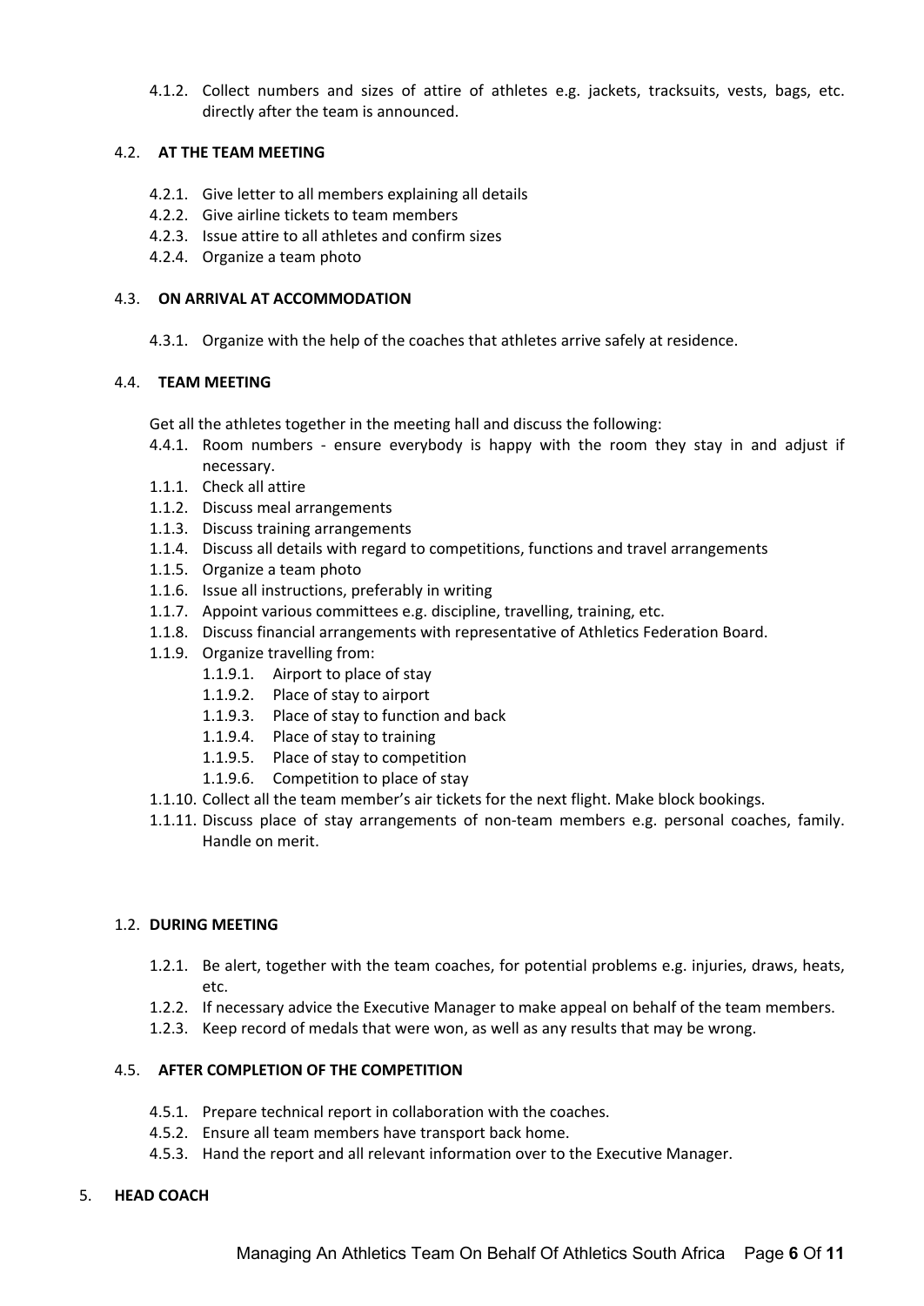4.1.2. Collect numbers and sizes of attire of athletes e.g. jackets, tracksuits, vests, bags, etc. directly after the team is announced.

### 4.2. AT THE TEAM MEETING

4.2.1. Give letter to all members explaining all details

4.2.2. Give airline tickets to team members

4.2.3. Issue attire to all athletes and confirm sizes

4.2.4. Organize a team photo

### 4.3. ON ARRIVAL AT ACCOMMODATION

4.3.1. Organize with the help of the coaches that athletes arrive safely at residence.

### 4.4. TEAM MEETING

Get all the athletes together in the meeting hall and discuss the following:

4.4.1. Room numbers - ensure everybody is happy with the room they stay in and adjust if necessary.

1.1.1. Check all attire

1.1.2. Discuss meal arrangements

1.1.3. Discuss training arrangements

1.1.4. Discuss all details with regard to competitions, functions and travel arrangements

1.1.5. Organize a team photo

1.1.6. Issue all instructions, preferably in writing

1.1.7. Appoint various committees e.g. discipline, travelling, training, etc.

1.1.8. Discuss financial arrangements with representative of Athletics Federation Board.

1.1.9. Organize travelling from:

- 1.1.9.1. Airport to place of stay
- 1.1.9.2. Place of stay to airport
- 1.1.9.3. Place of stay to function and back
- 1.1.9.4. Place of stay to training
- 1.1.9.5. Place of stay to competition
- 1.1.9.6. Competition to place of stay

1.1.10. Collect all the team member's air tickets for the next flight. Make block bookings.

1.1.11. Discuss place of stay arrangements of non-team members e.g. personal coaches, family. Handle on merit.

### 1.2. DURING MEETING

1.2.1. Be alert, together with the team coaches, for potential problems e.g. injuries, draws, heats, etc.

1.2.2. If necessary advice the Executive Manager to make appeal on behalf of the team members.

1.2.3. Keep record of medals that were won, as well as any results that may be wrong.

### 4.5. AFTER COMPLETION OF THE COMPETITION

4.5.1. Prepare technical report in collaboration with the coaches.

4.5.2. Ensure all team members have transport back home.

4.5.3. Hand the report and all relevant information over to the Executive Manager.

## 5. HEAD COACH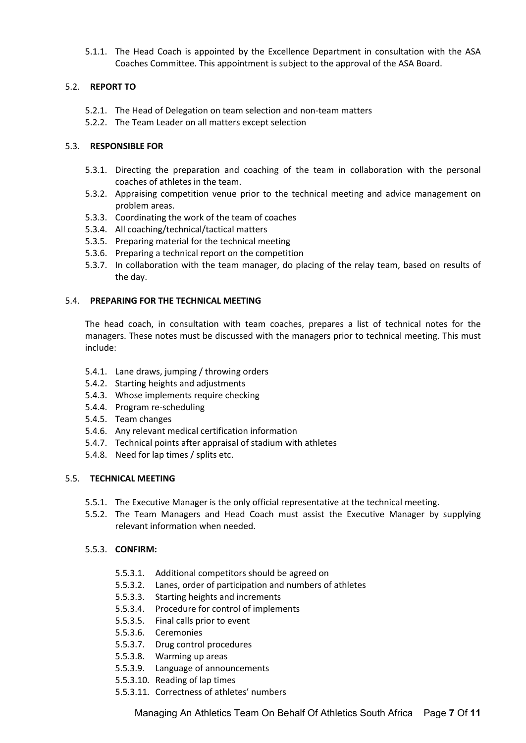5.1.1. The Head Coach is appointed by the Excellence Department in consultation with the ASA Coaches Committee. This appointment is subject to the approval of the ASA Board.

### 5.2. REPORT TO

5.2.1. The Head of Delegation on team selection and non-team matters

5.2.2. The Team Leader on all matters except selection

### 5.3. RESPONSIBLE FOR

5.3.1. Directing the preparation and coaching of the team in collaboration with the personal coaches of athletes in the team.

5.3.2. Appraising competition venue prior to the technical meeting and advice management on problem areas.

5.3.3. Coordinating the work of the team of coaches

5.3.4. All coaching/technical/tactical matters

5.3.5. Preparing material for the technical meeting

5.3.6. Preparing a technical report on the competition

5.3.7. In collaboration with the team manager, do placing of the relay team, based on results of the day.

### 5.4. PREPARING FOR THE TECHNICAL MEETING

The head coach, in consultation with team coaches, prepares a list of technical notes for the managers. These notes must be discussed with the managers prior to technical meeting. This must include:

5.4.1. Lane draws, jumping / throwing orders

5.4.2. Starting heights and adjustments

5.4.3. Whose implements require checking

5.4.4. Program re-scheduling

5.4.5. Team changes

5.4.6. Any relevant medical certification information

5.4.7. Technical points after appraisal of stadium with athletes

5.4.8. Need for lap times / splits etc.

### 5.5. TECHNICAL MEETING

5.5.1. The Executive Manager is the only official representative at the technical meeting.

5.5.2. The Team Managers and Head Coach must assist the Executive Manager by supplying relevant information when needed.

#### 5.5.3. CONFIRM:

5.5.3.1. Additional competitors should be agreed on

5.5.3.2. Lanes, order of participation and numbers of athletes

5.5.3.3. Starting heights and increments

5.5.3.4. Procedure for control of implements

5.5.3.5. Final calls prior to event

5.5.3.6. Ceremonies

5.5.3.7. Drug control procedures

5.5.3.8. Warming up areas

5.5.3.9. Language of announcements

5.5.3.10. Reading of lap times

5.5.3.11. Correctness of athletes' numbers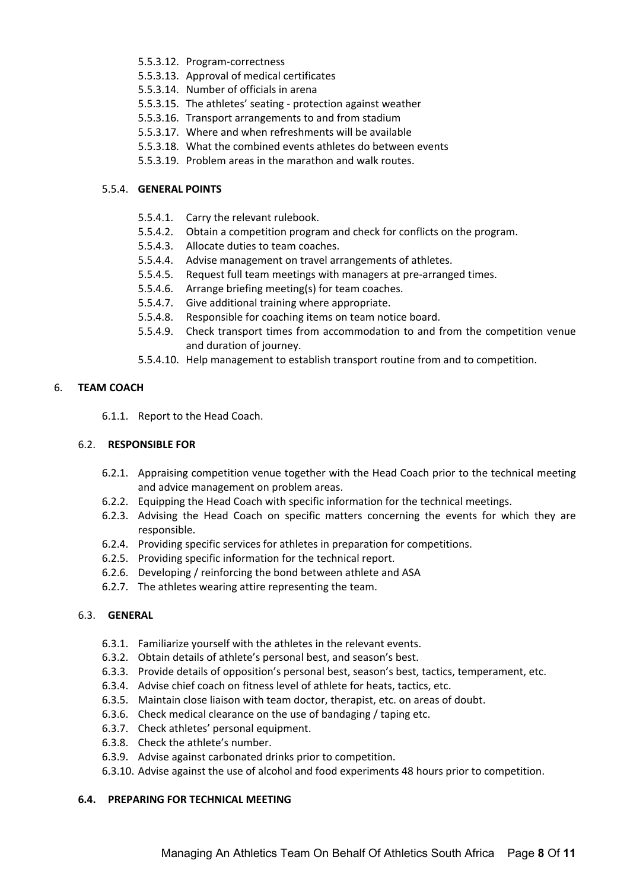- 5.5.3.12. Program-correctness
- 5.5.3.13. Approval of medical certificates
- 5.5.3.14. Number of officials in arena
- 5.5.3.15. The athletes' seating - protection against weather
- 5.5.3.16. Transport arrangements to and from stadium
- 5.5.3.17. Where and when refreshments will be available
- 5.5.3.18. What the combined events athletes do between events
- 5.5.3.19. Problem areas in the marathon and walk routes.

#### 5.5.4. GENERAL POINTS

- 5.5.4.1. Carry the relevant rulebook.
- 5.5.4.2. Obtain a competition program and check for conflicts on the program.
- 5.5.4.3. Allocate duties to team coaches.
- 5.5.4.4. Advise management on travel arrangements of athletes.
- 5.5.4.5. Request full team meetings with managers at pre-arranged times.
- 5.5.4.6. Arrange briefing meeting(s) for team coaches.
- 5.5.4.7. Give additional training where appropriate.
- 5.5.4.8. Responsible for coaching items on team notice board.
- 5.5.4.9. Check transport times from accommodation to and from the competition venue and duration of journey.
- 5.5.4.10. Help management to establish transport routine from and to competition.

## 6. TEAM COACH

6.1.1. Report to the Head Coach.

### 6.2. RESPONSIBLE FOR

- 6.2.1. Appraising competition venue together with the Head Coach prior to the technical meeting and advice management on problem areas.
- 6.2.2. Equipping the Head Coach with specific information for the technical meetings.
- 6.2.3. Advising the Head Coach on specific matters concerning the events for which they are responsible.
- 6.2.4. Providing specific services for athletes in preparation for competitions.
- 6.2.5. Providing specific information for the technical report.
- 6.2.6. Developing / reinforcing the bond between athlete and ASA
- 6.2.7. The athletes wearing attire representing the team.

### 6.3. GENERAL

- 6.3.1. Familiarize yourself with the athletes in the relevant events.
- 6.3.2. Obtain details of athlete's personal best, and season's best.
- 6.3.3. Provide details of opposition's personal best, season's best, tactics, temperament, etc.
- 6.3.4. Advise chief coach on fitness level of athlete for heats, tactics, etc.
- 6.3.5. Maintain close liaison with team doctor, therapist, etc. on areas of doubt.
- 6.3.6. Check medical clearance on the use of bandaging / taping etc.
- 6.3.7. Check athletes' personal equipment.
- 6.3.8. Check the athlete's number.
- 6.3.9. Advise against carbonated drinks prior to competition.
- 6.3.10. Advise against the use of alcohol and food experiments 48 hours prior to competition.

### 6.4. PREPARING FOR TECHNICAL MEETING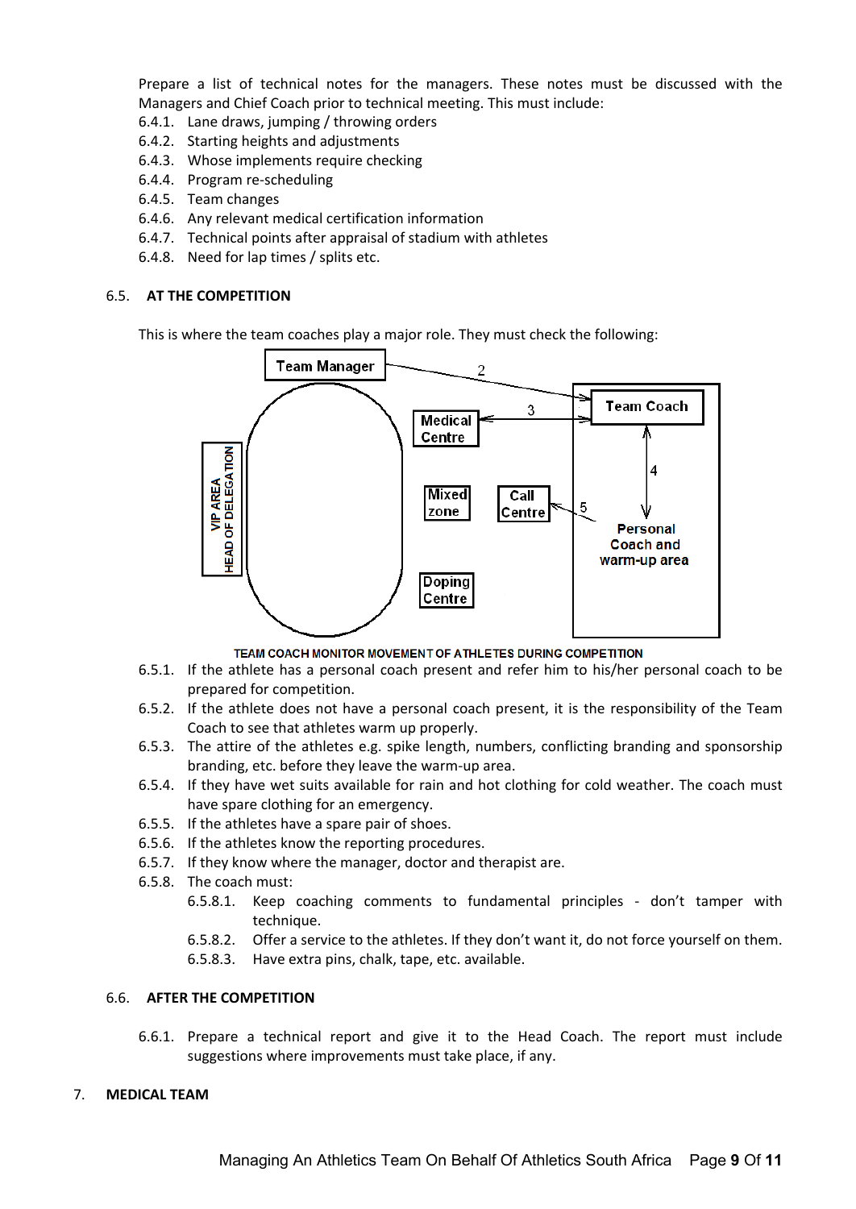Prepare a list of technical notes for the managers. These notes must be discussed with the Managers and Chief Coach prior to technical meeting. This must include:

6.4.1. Lane draws, jumping / throwing orders
6.4.2. Starting heights and adjustments
6.4.3. Whose implements require checking
6.4.4. Program re-scheduling
6.4.5. Team changes
6.4.6. Any relevant medical certification information
6.4.7. Technical points after appraisal of stadium with athletes
6.4.8. Need for lap times / splits etc.

## 6.5. AT THE COMPETITION

This is where the team coaches play a major role. They must check the following:

Team Manager
2
3
Medical Centre
Team Coach
4
VIP AREA HEAD OF DELEGATION
Mixed zone
Call Centre
5
Personal Coach and warm-up area
Doping Centre

TEAM COACH MONITOR MOVEMENT OF ATHLETES DURING COMPETITION

6.5.1. If the athlete has a personal coach present and refer him to his/her personal coach to be prepared for competition.
6.5.2. If the athlete does not have a personal coach present, it is the responsibility of the Team Coach to see that athletes warm up properly.
6.5.3. The attire of the athletes e.g. spike length, numbers, conflicting branding and sponsorship branding, etc. before they leave the warm-up area.
6.5.4. If they have wet suits available for rain and hot clothing for cold weather. The coach must have spare clothing for an emergency.
6.5.5. If the athletes have a spare pair of shoes.
6.5.6. If the athletes know the reporting procedures.
6.5.7. If they know where the manager, doctor and therapist are.
6.5.8. The coach must:
    6.5.8.1. Keep coaching comments to fundamental principles - don't tamper with technique.
    6.5.8.2. Offer a service to the athletes. If they don't want it, do not force yourself on them.
    6.5.8.3. Have extra pins, chalk, tape, etc. available.

## 6.6. AFTER THE COMPETITION

6.6.1. Prepare a technical report and give it to the Head Coach. The report must include suggestions where improvements must take place, if any.

# 7. MEDICAL TEAM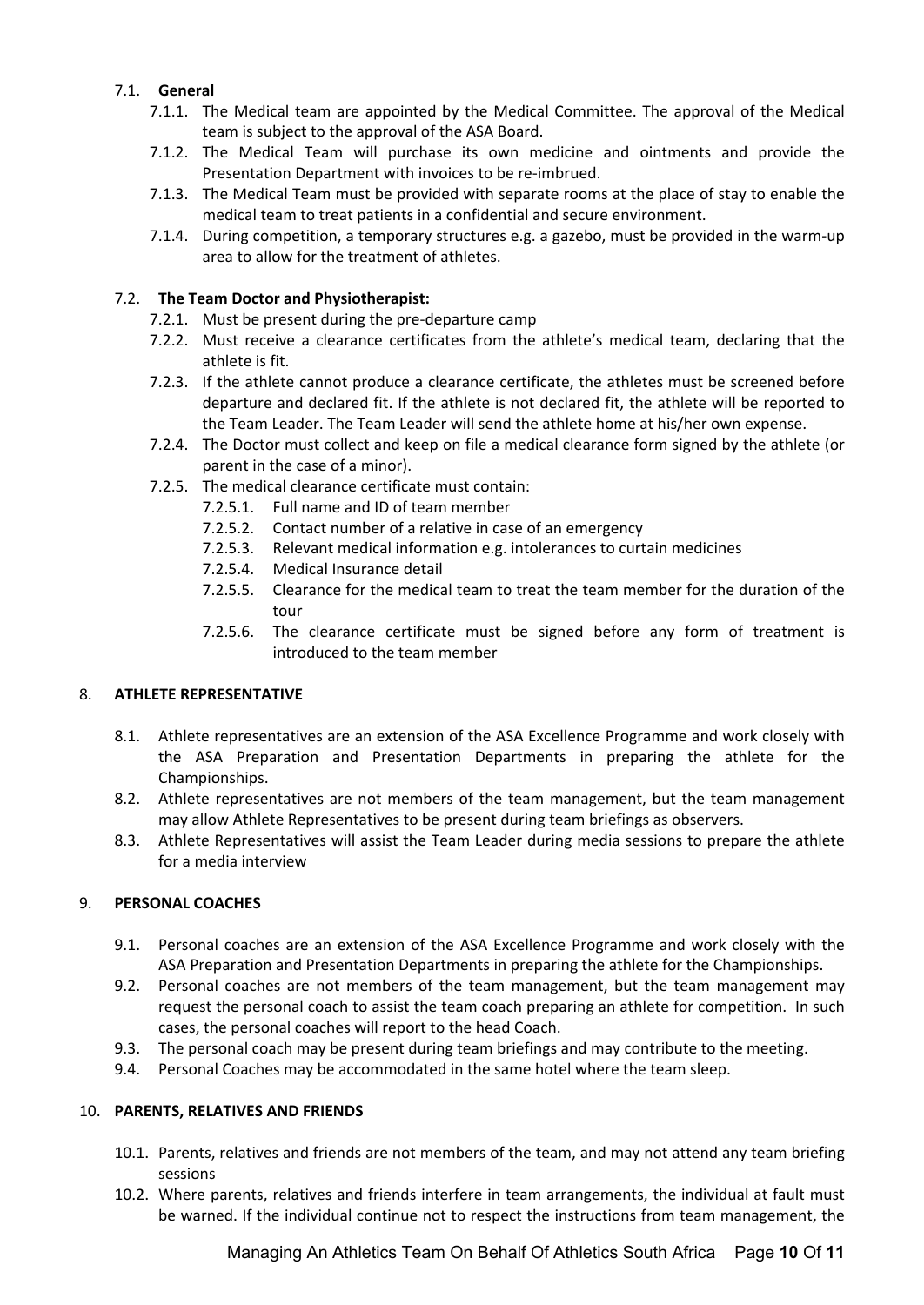7.1. **General**

7.1.1. The Medical team are appointed by the Medical Committee. The approval of the Medical team is subject to the approval of the ASA Board.

7.1.2. The Medical Team will purchase its own medicine and ointments and provide the Presentation Department with invoices to be re-imbrued.

7.1.3. The Medical Team must be provided with separate rooms at the place of stay to enable the medical team to treat patients in a confidential and secure environment.

7.1.4. During competition, a temporary structures e.g. a gazebo, must be provided in the warm-up area to allow for the treatment of athletes.

7.2. **The Team Doctor and Physiotherapist:**

7.2.1. Must be present during the pre-departure camp

7.2.2. Must receive a clearance certificates from the athlete's medical team, declaring that the athlete is fit.

7.2.3. If the athlete cannot produce a clearance certificate, the athletes must be screened before departure and declared fit. If the athlete is not declared fit, the athlete will be reported to the Team Leader. The Team Leader will send the athlete home at his/her own expense.

7.2.4. The Doctor must collect and keep on file a medical clearance form signed by the athlete (or parent in the case of a minor).

7.2.5. The medical clearance certificate must contain:

7.2.5.1. Full name and ID of team member

7.2.5.2. Contact number of a relative in case of an emergency

7.2.5.3. Relevant medical information e.g. intolerances to curtain medicines

7.2.5.4. Medical Insurance detail

7.2.5.5. Clearance for the medical team to treat the team member for the duration of the tour

7.2.5.6. The clearance certificate must be signed before any form of treatment is introduced to the team member

## 8. ATHLETE REPRESENTATIVE

8.1. Athlete representatives are an extension of the ASA Excellence Programme and work closely with the ASA Preparation and Presentation Departments in preparing the athlete for the Championships.

8.2. Athlete representatives are not members of the team management, but the team management may allow Athlete Representatives to be present during team briefings as observers.

8.3. Athlete Representatives will assist the Team Leader during media sessions to prepare the athlete for a media interview

## 9. PERSONAL COACHES

9.1. Personal coaches are an extension of the ASA Excellence Programme and work closely with the ASA Preparation and Presentation Departments in preparing the athlete for the Championships.

9.2. Personal coaches are not members of the team management, but the team management may request the personal coach to assist the team coach preparing an athlete for competition. In such cases, the personal coaches will report to the head Coach.

9.3. The personal coach may be present during team briefings and may contribute to the meeting.

9.4. Personal Coaches may be accommodated in the same hotel where the team sleep.

## 10. PARENTS, RELATIVES AND FRIENDS

10.1. Parents, relatives and friends are not members of the team, and may not attend any team briefing sessions

10.2. Where parents, relatives and friends interfere in team arrangements, the individual at fault must be warned. If the individual continue not to respect the instructions from team management, the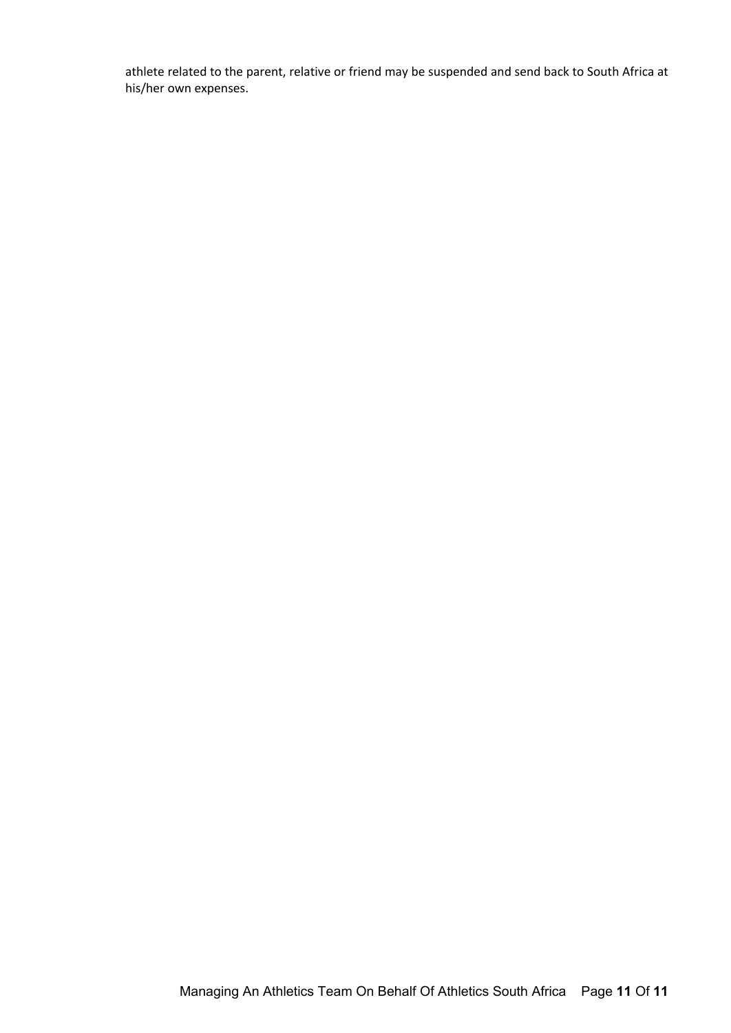athlete related to the parent, relative or friend may be suspended and send back to South Africa at his/her own expenses.